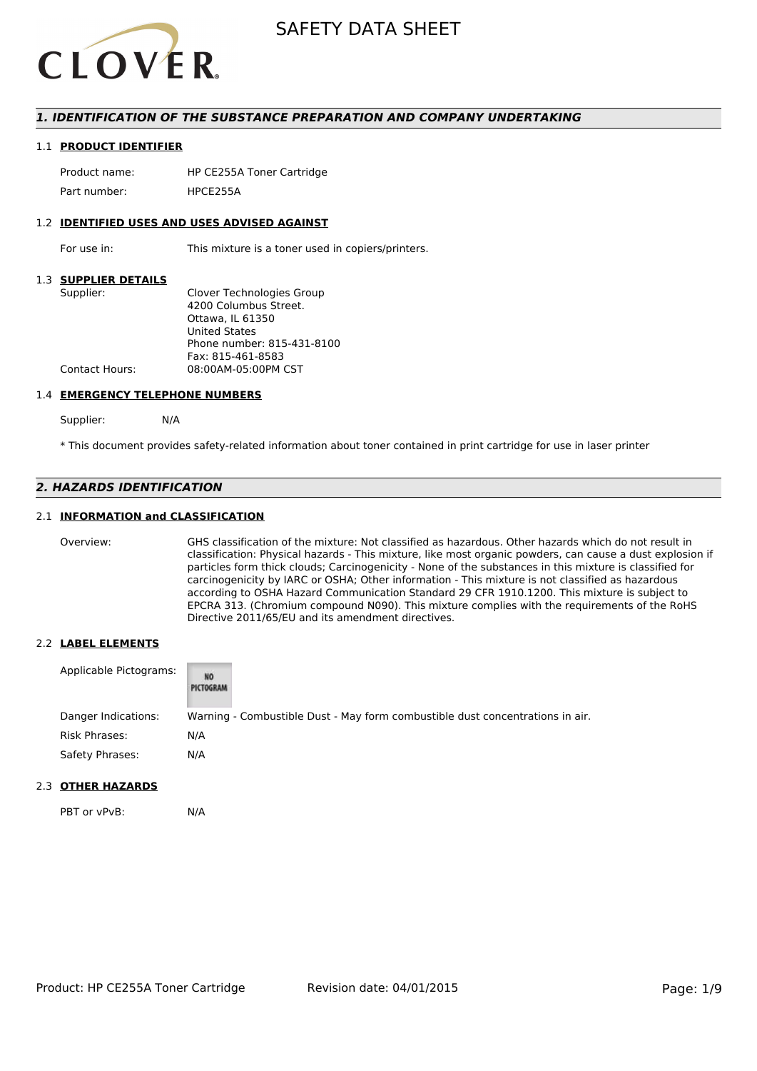# SAFETY DATA SHEET

## 1. IDENTIFICATION OF THE SUBSTANCE PREPARATION AND COMPANY UNDERTAKING

### 1.1 PRODUCT IDENTIFIER

| | |
|---|---|
| Product name: | HP CE255A Toner Cartridge |
| Part number: | HPCE255A |

### 1.2 IDENTIFIED USES AND USES ADVISED AGAINST

| | |
|---|---|
| For use in: | This mixture is a toner used in copiers/printers. |

### 1.3 SUPPLIER DETAILS

| | |
|---|---|
| Supplier: | Clover Technologies Group<br>4200 Columbus Street.<br>Ottawa, IL 61350<br>United States<br>Phone number: 815-431-8100<br>Fax: 815-461-8583 |
| Contact Hours: | 08:00AM-05:00PM CST |

### 1.4 EMERGENCY TELEPHONE NUMBERS

| | |
|---|---|
| Supplier: | N/A |

* This document provides safety-related information about toner contained in print cartridge for use in laser printer

## 2. HAZARDS IDENTIFICATION

### 2.1 INFORMATION and CLASSIFICATION

| | |
|---|---|
| Overview: | GHS classification of the mixture: Not classified as hazardous. Other hazards which do not result in classification: Physical hazards - This mixture, like most organic powders, can cause a dust explosion if particles form thick clouds; Carcinogenicity - None of the substances in this mixture is classified for carcinogenicity by IARC or OSHA; Other information - This mixture is not classified as hazardous according to OSHA Hazard Communication Standard 29 CFR 1910.1200. This mixture is subject to EPCRA 313. (Chromium compound N090). This mixture complies with the requirements of the RoHS Directive 2011/65/EU and its amendment directives. |

### 2.2 LABEL ELEMENTS

| | |
|---|---|
| Applicable Pictograms: | NO PICTOGRAM |
| Danger Indications: | Warning - Combustible Dust - May form combustible dust concentrations in air. |
| Risk Phrases: | N/A |
| Safety Phrases: | N/A |

### 2.3 OTHER HAZARDS

| | |
|---|---|
| PBT or vPvB: | N/A |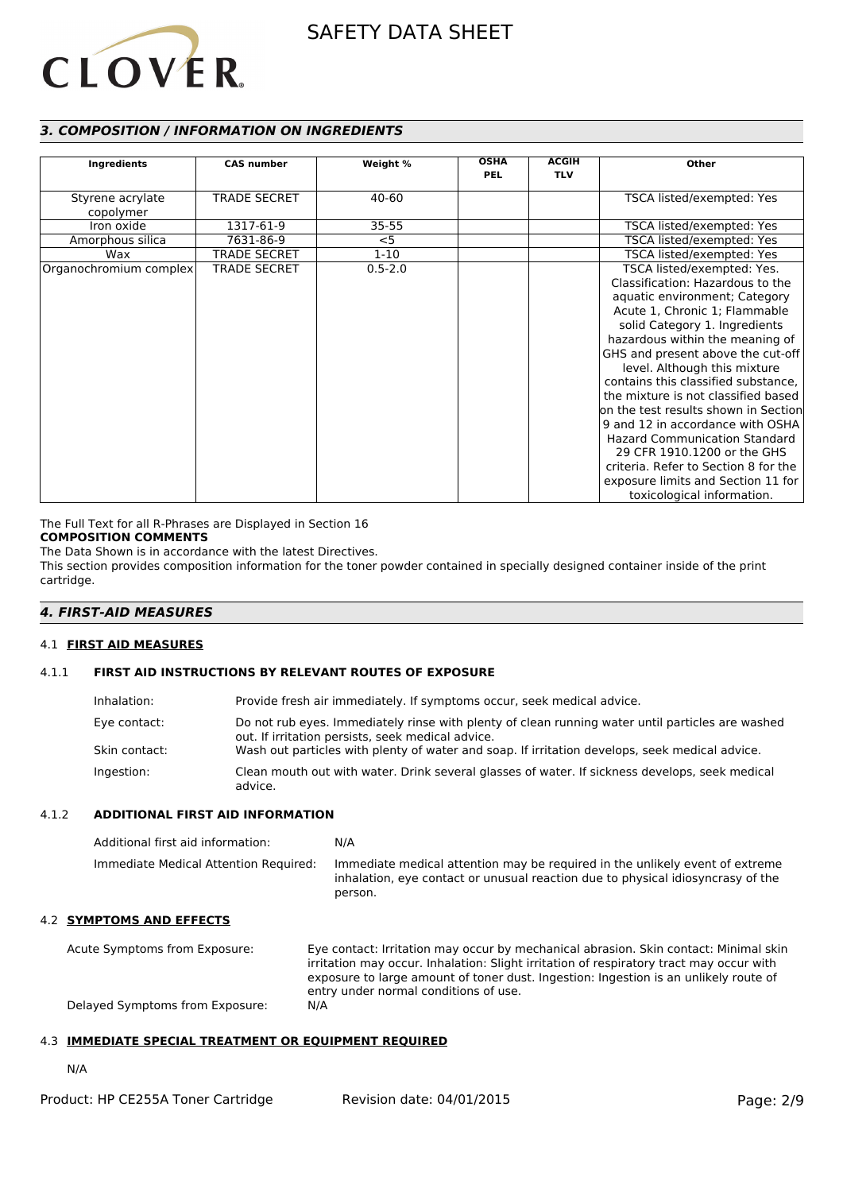## 3. COMPOSITION / INFORMATION ON INGREDIENTS

| Ingredients | CAS number | Weight % | OSHA PEL | ACGIH TLV | Other |
|---|---|---|---|---|---|
| Styrene acrylate copolymer | TRADE SECRET | 40-60 | | | TSCA listed/exempted: Yes |
| Iron oxide | 1317-61-9 | 35-55 | | | TSCA listed/exempted: Yes |
| Amorphous silica | 7631-86-9 | <5 | | | TSCA listed/exempted: Yes |
| Wax | TRADE SECRET | 1-10 | | | TSCA listed/exempted: Yes |
| Organochromium complex | TRADE SECRET | 0.5-2.0 | | | TSCA listed/exempted: Yes. Classification: Hazardous to the aquatic environment; Category Acute 1, Chronic 1; Flammable solid Category 1. Ingredients hazardous within the meaning of GHS and present above the cut-off level. Although this mixture contains this classified substance, the mixture is not classified based on the test results shown in Section 9 and 12 in accordance with OSHA Hazard Communication Standard 29 CFR 1910.1200 or the GHS criteria. Refer to Section 8 for the exposure limits and Section 11 for toxicological information. |

The Full Text for all R-Phrases are Displayed in Section 16

**COMPOSITION COMMENTS**

The Data Shown is in accordance with the latest Directives.

This section provides composition information for the toner powder contained in specially designed container inside of the print cartridge.

## 4. FIRST-AID MEASURES

### 4.1 FIRST AID MEASURES

#### 4.1.1 FIRST AID INSTRUCTIONS BY RELEVANT ROUTES OF EXPOSURE

Inhalation: Provide fresh air immediately. If symptoms occur, seek medical advice.

Eye contact: Do not rub eyes. Immediately rinse with plenty of clean running water until particles are washed out. If irritation persists, seek medical advice.

Skin contact: Wash out particles with plenty of water and soap. If irritation develops, seek medical advice.

Ingestion: Clean mouth out with water. Drink several glasses of water. If sickness develops, seek medical advice.

#### 4.1.2 ADDITIONAL FIRST AID INFORMATION

Additional first aid information: N/A

Immediate Medical Attention Required: Immediate medical attention may be required in the unlikely event of extreme inhalation, eye contact or unusual reaction due to physical idiosyncrasy of the person.

### 4.2 SYMPTOMS AND EFFECTS

Acute Symptoms from Exposure: Eye contact: Irritation may occur by mechanical abrasion. Skin contact: Minimal skin irritation may occur. Inhalation: Slight irritation of respiratory tract may occur with exposure to large amount of toner dust. Ingestion: Ingestion is an unlikely route of entry under normal conditions of use.

Delayed Symptoms from Exposure: N/A

### 4.3 IMMEDIATE SPECIAL TREATMENT OR EQUIPMENT REQUIRED

N/A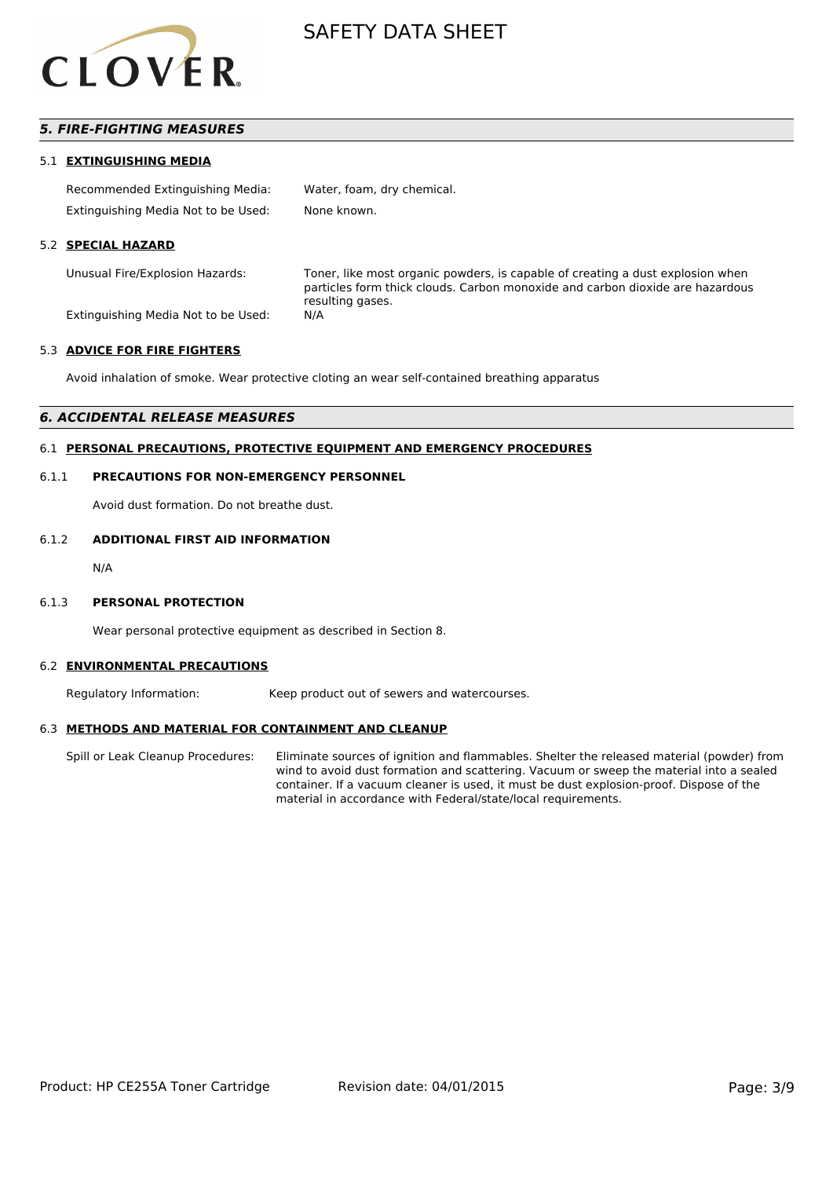## *5. FIRE-FIGHTING MEASURES*

### 5.1 EXTINGUISHING MEDIA

| | |
|---|---|
| Recommended Extinguishing Media: | Water, foam, dry chemical. |
| Extinguishing Media Not to be Used: | None known. |

### 5.2 SPECIAL HAZARD

| | |
|---|---|
| Unusual Fire/Explosion Hazards: | Toner, like most organic powders, is capable of creating a dust explosion when particles form thick clouds. Carbon monoxide and carbon dioxide are hazardous resulting gases. |
| Extinguishing Media Not to be Used: | N/A |

### 5.3 ADVICE FOR FIRE FIGHTERS

Avoid inhalation of smoke. Wear protective cloting an wear self-contained breathing apparatus

## *6. ACCIDENTAL RELEASE MEASURES*

### 6.1 PERSONAL PRECAUTIONS, PROTECTIVE EQUIPMENT AND EMERGENCY PROCEDURES

#### 6.1.1 PRECAUTIONS FOR NON-EMERGENCY PERSONNEL

Avoid dust formation. Do not breathe dust.

#### 6.1.2 ADDITIONAL FIRST AID INFORMATION

N/A

#### 6.1.3 PERSONAL PROTECTION

Wear personal protective equipment as described in Section 8.

### 6.2 ENVIRONMENTAL PRECAUTIONS

| | |
|---|---|
| Regulatory Information: | Keep product out of sewers and watercourses. |

### 6.3 METHODS AND MATERIAL FOR CONTAINMENT AND CLEANUP

| | |
|---|---|
| Spill or Leak Cleanup Procedures: | Eliminate sources of ignition and flammables. Shelter the released material (powder) from wind to avoid dust formation and scattering. Vacuum or sweep the material into a sealed container. If a vacuum cleaner is used, it must be dust explosion-proof. Dispose of the material in accordance with Federal/state/local requirements. |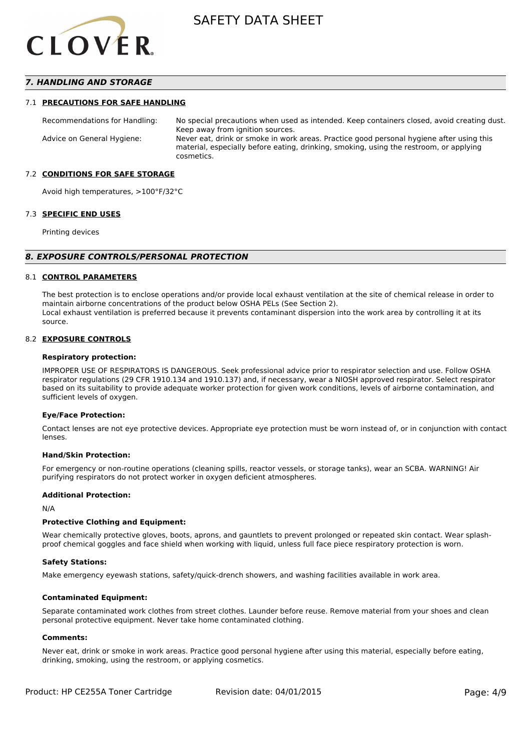## *7. HANDLING AND STORAGE*

### 7.1 PRECAUTIONS FOR SAFE HANDLING

| | |
|---|---|
| Recommendations for Handling: | No special precautions when used as intended. Keep containers closed, avoid creating dust. Keep away from ignition sources. |
| Advice on General Hygiene: | Never eat, drink or smoke in work areas. Practice good personal hygiene after using this material, especially before eating, drinking, smoking, using the restroom, or applying cosmetics. |

### 7.2 CONDITIONS FOR SAFE STORAGE

Avoid high temperatures, >100°F/32°C

### 7.3 SPECIFIC END USES

Printing devices

## *8. EXPOSURE CONTROLS/PERSONAL PROTECTION*

### 8.1 CONTROL PARAMETERS

The best protection is to enclose operations and/or provide local exhaust ventilation at the site of chemical release in order to maintain airborne concentrations of the product below OSHA PELs (See Section 2).
Local exhaust ventilation is preferred because it prevents contaminant dispersion into the work area by controlling it at its source.

### 8.2 EXPOSURE CONTROLS

**Respiratory protection:**

IMPROPER USE OF RESPIRATORS IS DANGEROUS. Seek professional advice prior to respirator selection and use. Follow OSHA respirator regulations (29 CFR 1910.134 and 1910.137) and, if necessary, wear a NIOSH approved respirator. Select respirator based on its suitability to provide adequate worker protection for given work conditions, levels of airborne contamination, and sufficient levels of oxygen.

**Eye/Face Protection:**

Contact lenses are not eye protective devices. Appropriate eye protection must be worn instead of, or in conjunction with contact lenses.

**Hand/Skin Protection:**

For emergency or non-routine operations (cleaning spills, reactor vessels, or storage tanks), wear an SCBA. WARNING! Air purifying respirators do not protect worker in oxygen deficient atmospheres.

**Additional Protection:**

N/A

**Protective Clothing and Equipment:**

Wear chemically protective gloves, boots, aprons, and gauntlets to prevent prolonged or repeated skin contact. Wear splash-proof chemical goggles and face shield when working with liquid, unless full face piece respiratory protection is worn.

**Safety Stations:**

Make emergency eyewash stations, safety/quick-drench showers, and washing facilities available in work area.

**Contaminated Equipment:**

Separate contaminated work clothes from street clothes. Launder before reuse. Remove material from your shoes and clean personal protective equipment. Never take home contaminated clothing.

**Comments:**

Never eat, drink or smoke in work areas. Practice good personal hygiene after using this material, especially before eating, drinking, smoking, using the restroom, or applying cosmetics.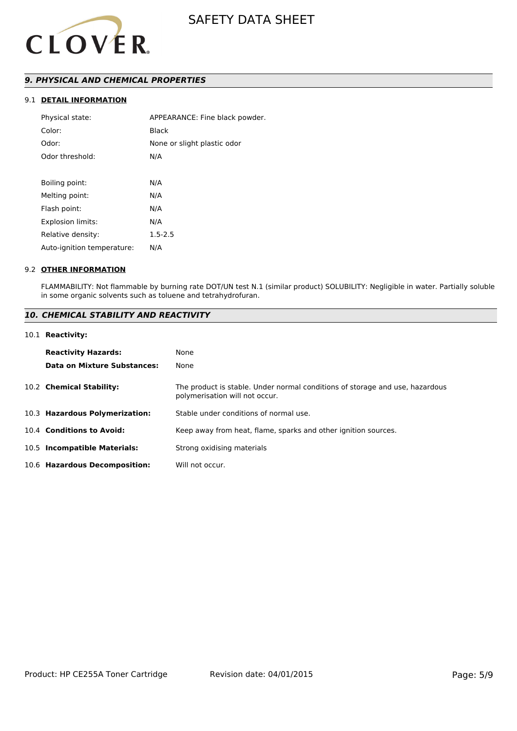## *9. PHYSICAL AND CHEMICAL PROPERTIES*

### 9.1 DETAIL INFORMATION

| | |
|---|---|
| Physical state: | APPEARANCE: Fine black powder. |
| Color: | Black |
| Odor: | None or slight plastic odor |
| Odor threshold: | N/A |
| | |
| Boiling point: | N/A |
| Melting point: | N/A |
| Flash point: | N/A |
| Explosion limits: | N/A |
| Relative density: | 1.5-2.5 |
| Auto-ignition temperature: | N/A |

### 9.2 OTHER INFORMATION

FLAMMABILITY: Not flammable by burning rate DOT/UN test N.1 (similar product) SOLUBILITY: Negligible in water. Partially soluble in some organic solvents such as toluene and tetrahydrofuran.

## *10. CHEMICAL STABILITY AND REACTIVITY*

### 10.1 Reactivity:

| | |
|---|---|
| **Reactivity Hazards:** | None |
| **Data on Mixture Substances:** | None |

| | |
|---|---|
| 10.2 **Chemical Stability:** | The product is stable. Under normal conditions of storage and use, hazardous polymerisation will not occur. |
| 10.3 **Hazardous Polymerization:** | Stable under conditions of normal use. |
| 10.4 **Conditions to Avoid:** | Keep away from heat, flame, sparks and other ignition sources. |
| 10.5 **Incompatible Materials:** | Strong oxidising materials |
| 10.6 **Hazardous Decomposition:** | Will not occur. |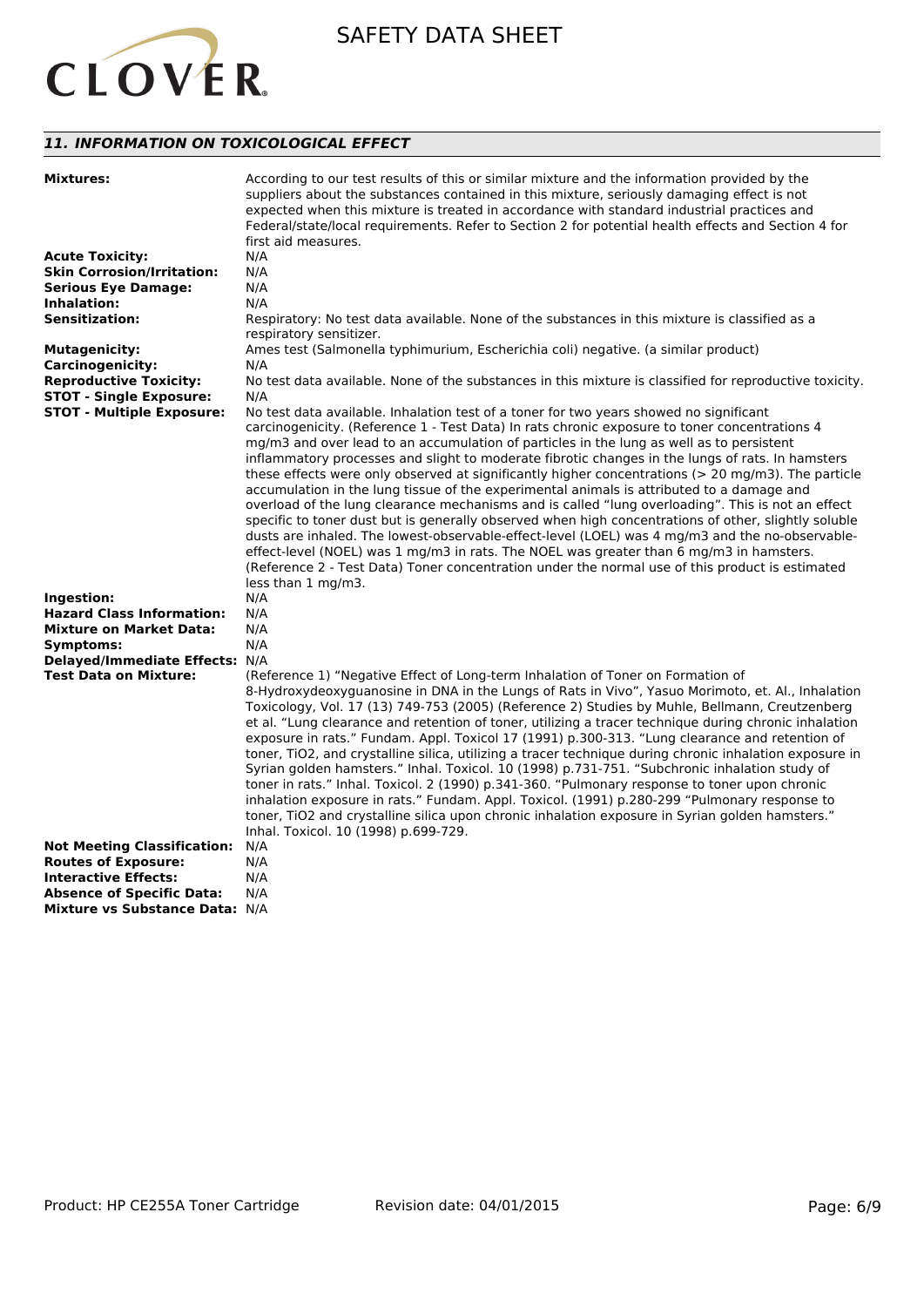## 11. INFORMATION ON TOXICOLOGICAL EFFECT

**Mixtures:** According to our test results of this or similar mixture and the information provided by the suppliers about the substances contained in this mixture, seriously damaging effect is not expected when this mixture is treated in accordance with standard industrial practices and Federal/state/local requirements. Refer to Section 2 for potential health effects and Section 4 for first aid measures.

**Acute Toxicity:** N/A

**Skin Corrosion/Irritation:** N/A

**Serious Eye Damage:** N/A

**Inhalation:** N/A

**Sensitization:** Respiratory: No test data available. None of the substances in this mixture is classified as a respiratory sensitizer.

**Mutagenicity:** Ames test (Salmonella typhimurium, Escherichia coli) negative. (a similar product)

**Carcinogenicity:** N/A

**Reproductive Toxicity:** No test data available. None of the substances in this mixture is classified for reproductive toxicity.

**STOT - Single Exposure:** N/A

**STOT - Multiple Exposure:** No test data available. Inhalation test of a toner for two years showed no significant carcinogenicity. (Reference 1 - Test Data) In rats chronic exposure to toner concentrations 4 mg/m3 and over lead to an accumulation of particles in the lung as well as to persistent inflammatory processes and slight to moderate fibrotic changes in the lungs of rats. In hamsters these effects were only observed at significantly higher concentrations (> 20 mg/m3). The particle accumulation in the lung tissue of the experimental animals is attributed to a damage and overload of the lung clearance mechanisms and is called "lung overloading". This is not an effect specific to toner dust but is generally observed when high concentrations of other, slightly soluble dusts are inhaled. The lowest-observable-effect-level (LOEL) was 4 mg/m3 and the no-observable-effect-level (NOEL) was 1 mg/m3 in rats. The NOEL was greater than 6 mg/m3 in hamsters. (Reference 2 - Test Data) Toner concentration under the normal use of this product is estimated less than 1 mg/m3.

**Ingestion:** N/A

**Hazard Class Information:** N/A

**Mixture on Market Data:** N/A

**Symptoms:** N/A

**Delayed/Immediate Effects:** N/A

**Test Data on Mixture:** (Reference 1) "Negative Effect of Long-term Inhalation of Toner on Formation of 8-Hydroxydeoxyguanosine in DNA in the Lungs of Rats in Vivo", Yasuo Morimoto, et. Al., Inhalation Toxicology, Vol. 17 (13) 749-753 (2005) (Reference 2) Studies by Muhle, Bellmann, Creutzenberg et al. "Lung clearance and retention of toner, utilizing a tracer technique during chronic inhalation exposure in rats." Fundam. Appl. Toxicol 17 (1991) p.300-313. "Lung clearance and retention of toner, TiO2, and crystalline silica, utilizing a tracer technique during chronic inhalation exposure in Syrian golden hamsters." Inhal. Toxicol. 10 (1998) p.731-751. "Subchronic inhalation study of toner in rats." Inhal. Toxicol. 2 (1990) p.341-360. "Pulmonary response to toner upon chronic inhalation exposure in rats." Fundam. Appl. Toxicol. (1991) p.280-299 "Pulmonary response to toner, TiO2 and crystalline silica upon chronic inhalation exposure in Syrian golden hamsters." Inhal. Toxicol. 10 (1998) p.699-729.

**Not Meeting Classification:** N/A

**Routes of Exposure:** N/A

**Interactive Effects:** N/A

**Absence of Specific Data:** N/A

**Mixture vs Substance Data:** N/A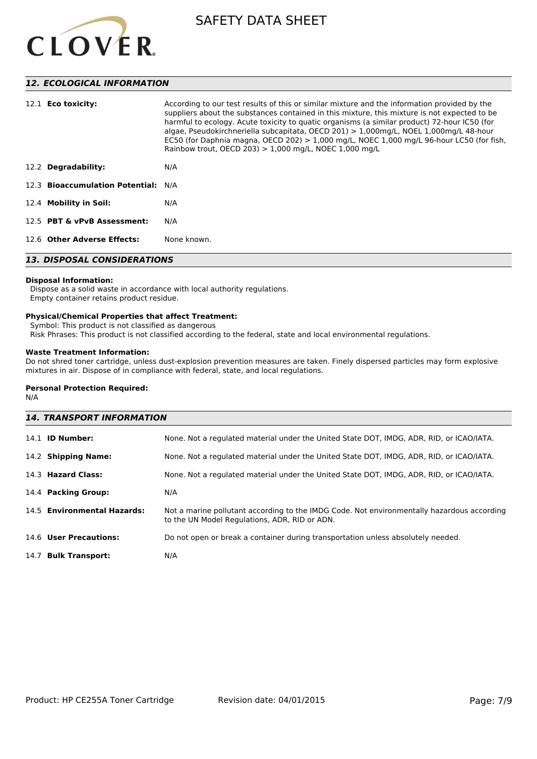## 12. ECOLOGICAL INFORMATION

| | |
|---|---|
| 12.1 **Eco toxicity:** | According to our test results of this or similar mixture and the information provided by the suppliers about the substances contained in this mixture, this mixture is not expected to be harmful to ecology. Acute toxicity to quatic organisms (a similar product) 72-hour IC50 (for algae, Pseudokirchneriella subcapitata, OECD 201) > 1,000mg/L, NOEL 1,000mg/L 48-hour EC50 (for Daphnia magna, OECD 202) > 1,000 mg/L, NOEC 1,000 mg/L 96-hour LC50 (for fish, Rainbow trout, OECD 203) > 1,000 mg/L, NOEC 1,000 mg/L |
| 12.2 **Degradability:** | N/A |
| 12.3 **Bioaccumulation Potential:** | N/A |
| 12.4 **Mobility in Soil:** | N/A |
| 12.5 **PBT & vPvB Assessment:** | N/A |
| 12.6 **Other Adverse Effects:** | None known. |

## 13. DISPOSAL CONSIDERATIONS

**Disposal Information:**
Dispose as a solid waste in accordance with local authority regulations.
Empty container retains product residue.

**Physical/Chemical Properties that affect Treatment:**
Symbol: This product is not classified as dangerous
Risk Phrases: This product is not classified according to the federal, state and local environmental regulations.

**Waste Treatment Information:**
Do not shred toner cartridge, unless dust-explosion prevention measures are taken. Finely dispersed particles may form explosive mixtures in air. Dispose of in compliance with federal, state, and local regulations.

**Personal Protection Required:**
N/A

## 14. TRANSPORT INFORMATION

| | |
|---|---|
| 14.1 **ID Number:** | None. Not a regulated material under the United State DOT, IMDG, ADR, RID, or ICAO/IATA. |
| 14.2 **Shipping Name:** | None. Not a regulated material under the United State DOT, IMDG, ADR, RID, or ICAO/IATA. |
| 14.3 **Hazard Class:** | None. Not a regulated material under the United State DOT, IMDG, ADR, RID, or ICAO/IATA. |
| 14.4 **Packing Group:** | N/A |
| 14.5 **Environmental Hazards:** | Not a marine pollutant according to the IMDG Code. Not environmentally hazardous according to the UN Model Regulations, ADR, RID or ADN. |
| 14.6 **User Precautions:** | Do not open or break a container during transportation unless absolutely needed. |
| 14.7 **Bulk Transport:** | N/A |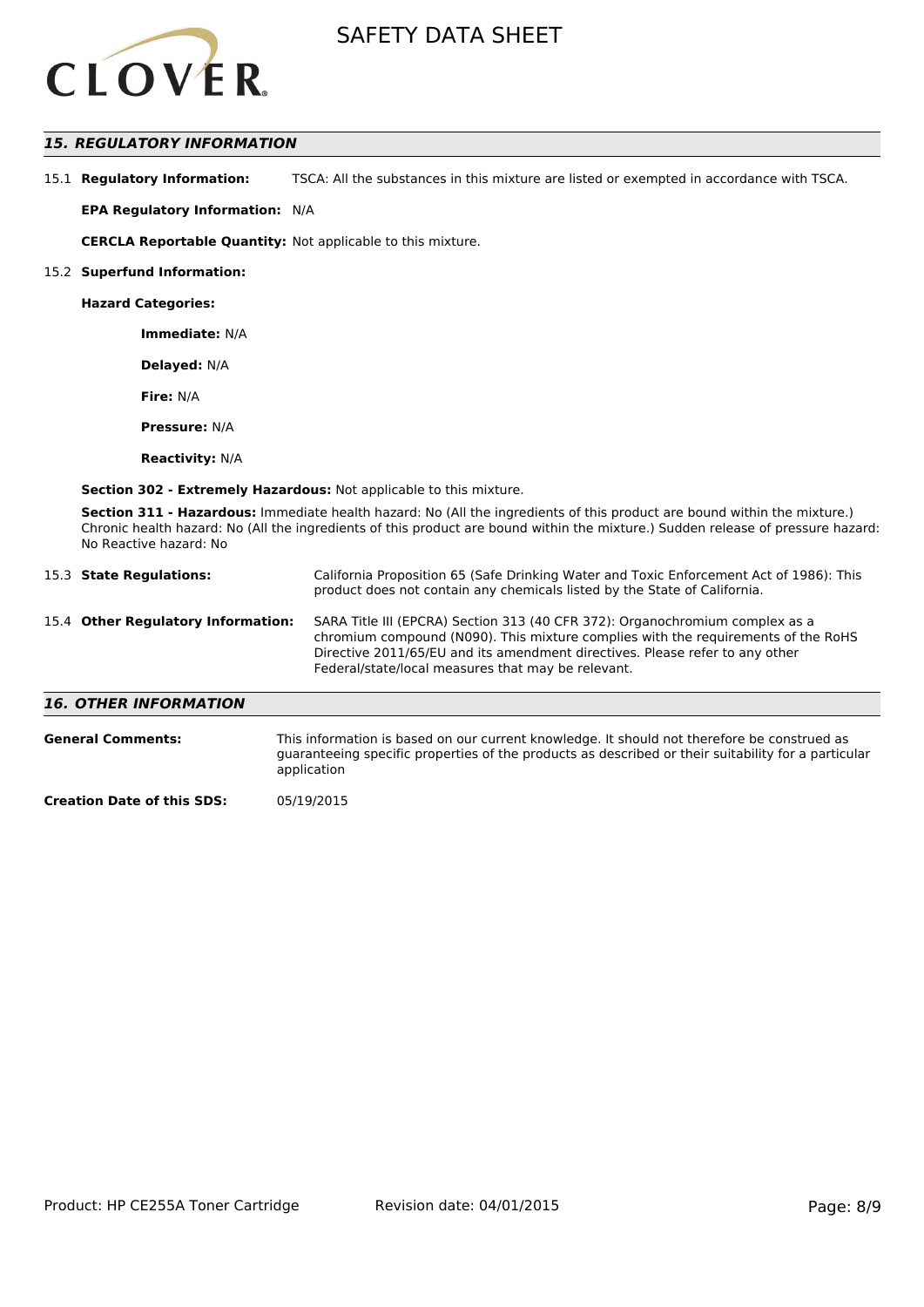## 15. REGULATORY INFORMATION

15.1 **Regulatory Information:** TSCA: All the substances in this mixture are listed or exempted in accordance with TSCA.

**EPA Regulatory Information:** N/A

**CERCLA Reportable Quantity:** Not applicable to this mixture.

15.2 **Superfund Information:**

**Hazard Categories:**

**Immediate:** N/A

**Delayed:** N/A

**Fire:** N/A

**Pressure:** N/A

**Reactivity:** N/A

**Section 302 - Extremely Hazardous:** Not applicable to this mixture.

**Section 311 - Hazardous:** Immediate health hazard: No (All the ingredients of this product are bound within the mixture.) Chronic health hazard: No (All the ingredients of this product are bound within the mixture.) Sudden release of pressure hazard: No Reactive hazard: No

15.3 **State Regulations:** California Proposition 65 (Safe Drinking Water and Toxic Enforcement Act of 1986): This product does not contain any chemicals listed by the State of California.

15.4 **Other Regulatory Information:** SARA Title III (EPCRA) Section 313 (40 CFR 372): Organochromium complex as a chromium compound (N090). This mixture complies with the requirements of the RoHS Directive 2011/65/EU and its amendment directives. Please refer to any other Federal/state/local measures that may be relevant.

## 16. OTHER INFORMATION

**General Comments:** This information is based on our current knowledge. It should not therefore be construed as guaranteeing specific properties of the products as described or their suitability for a particular application

**Creation Date of this SDS:** 05/19/2015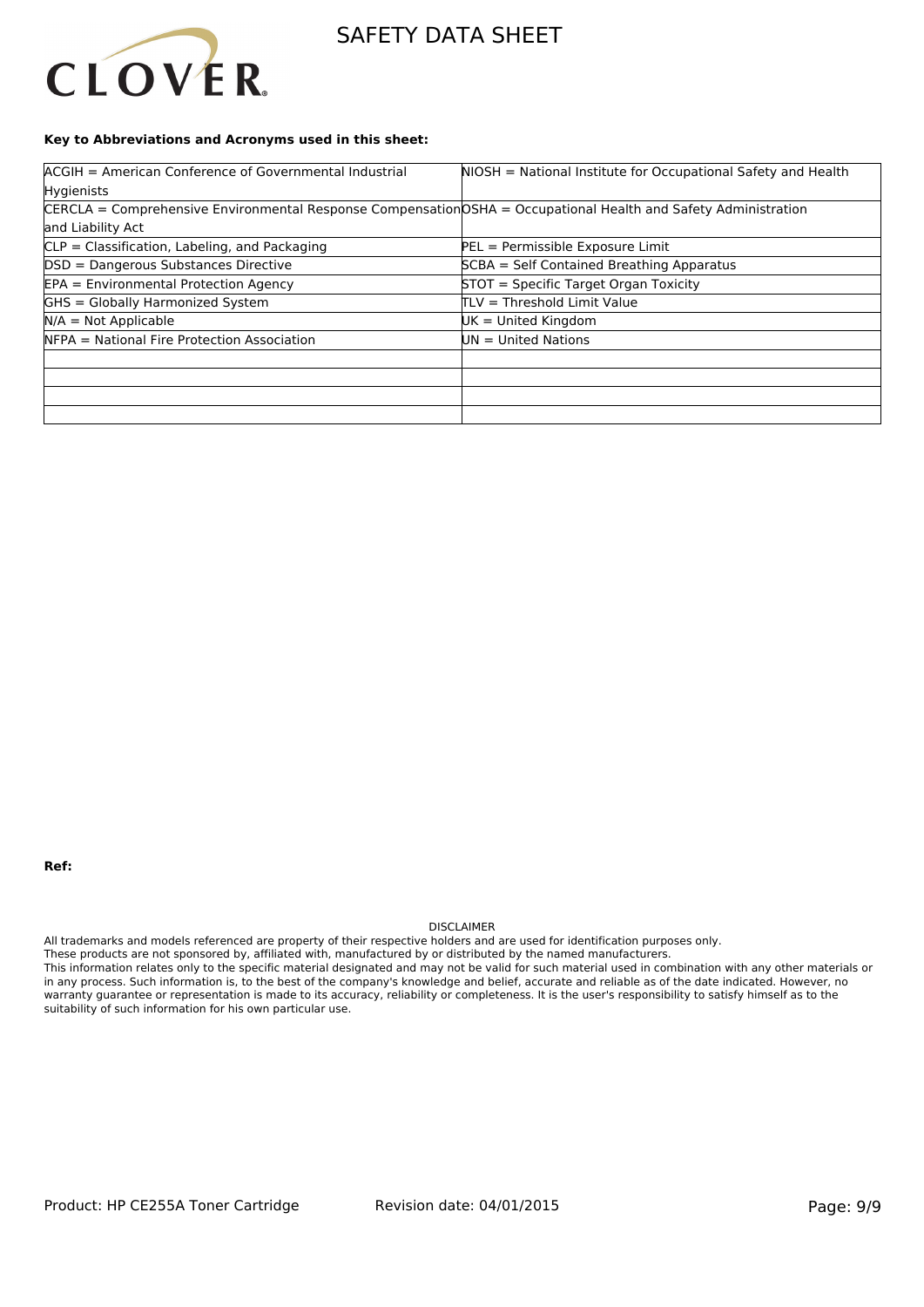**Key to Abbreviations and Acronyms used in this sheet:**

| | |
|---|---|
| ACGIH = American Conference of Governmental Industrial Hygienists | NIOSH = National Institute for Occupational Safety and Health |
| CERCLA = Comprehensive Environmental Response Compensation and Liability Act | OSHA = Occupational Health and Safety Administration |
| CLP = Classification, Labeling, and Packaging | PEL = Permissible Exposure Limit |
| DSD = Dangerous Substances Directive | SCBA = Self Contained Breathing Apparatus |
| EPA = Environmental Protection Agency | STOT = Specific Target Organ Toxicity |
| GHS = Globally Harmonized System | TLV = Threshold Limit Value |
| N/A = Not Applicable | UK = United Kingdom |
| NFPA = National Fire Protection Association | UN = United Nations |
| | |
| | |
| | |
| | |

**Ref:**

DISCLAIMER

All trademarks and models referenced are property of their respective holders and are used for identification purposes only.
These products are not sponsored by, affiliated with, manufactured by or distributed by the named manufacturers.
This information relates only to the specific material designated and may not be valid for such material used in combination with any other materials or in any process. Such information is, to the best of the company's knowledge and belief, accurate and reliable as of the date indicated. However, no warranty guarantee or representation is made to its accuracy, reliability or completeness. It is the user's responsibility to satisfy himself as to the suitability of such information for his own particular use.